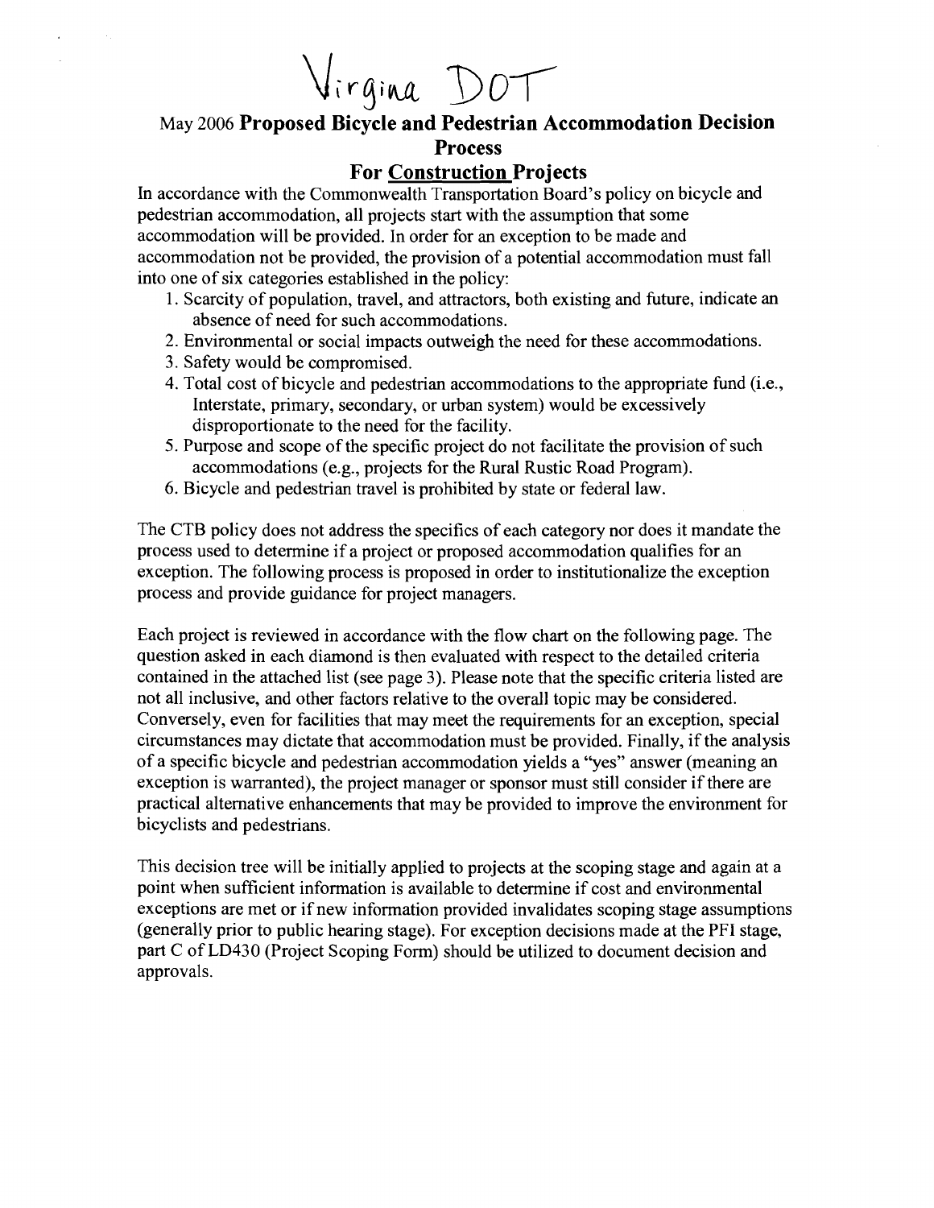Virgina DOT

# May 2006 **Proposed Bicycle and Pedestrian Accommodation Decision Process**

## For Construction Projects

In accordance with the Commonwealth Transportation Board's policy on bicycle and pedestrian accommodation, all projects start with the assumption that some accommodation will be provided. In order for an exception to be made and accommodation not be provided, the provision of a potential accommodation must fall into one of six categories established in the policy:

1. Scarcity of population, travel, and attractors, both existing and future, indicate an absence of need for such accommodations.
2. Environmental or social impacts outweigh the need for these accommodations.
3. Safety would be compromised.
4. Total cost of bicycle and pedestrian accommodations to the appropriate fund (i.e., Interstate, primary, secondary, or urban system) would be excessively disproportionate to the need for the facility.
5. Purpose and scope of the specific project do not facilitate the provision of such accommodations (e.g., projects for the Rural Rustic Road Program).
6. Bicycle and pedestrian travel is prohibited by state or federal law.

The CTB policy does not address the specifics of each category nor does it mandate the process used to determine if a project or proposed accommodation qualifies for an exception. The following process is proposed in order to institutionalize the exception process and provide guidance for project managers.

Each project is reviewed in accordance with the flow chart on the following page. The question asked in each diamond is then evaluated with respect to the detailed criteria contained in the attached list (see page 3). Please note that the specific criteria listed are not all inclusive, and other factors relative to the overall topic may be considered. Conversely, even for facilities that may meet the requirements for an exception, special circumstances may dictate that accommodation must be provided. Finally, if the analysis of a specific bicycle and pedestrian accommodation yields a "yes" answer (meaning an exception is warranted), the project manager or sponsor must still consider if there are practical alternative enhancements that may be provided to improve the environment for bicyclists and pedestrians.

This decision tree will be initially applied to projects at the scoping stage and again at a point when sufficient information is available to determine if cost and environmental exceptions are met or if new information provided invalidates scoping stage assumptions (generally prior to public hearing stage). For exception decisions made at the PFI stage, part C of LD430 (Project Scoping Form) should be utilized to document decision and approvals.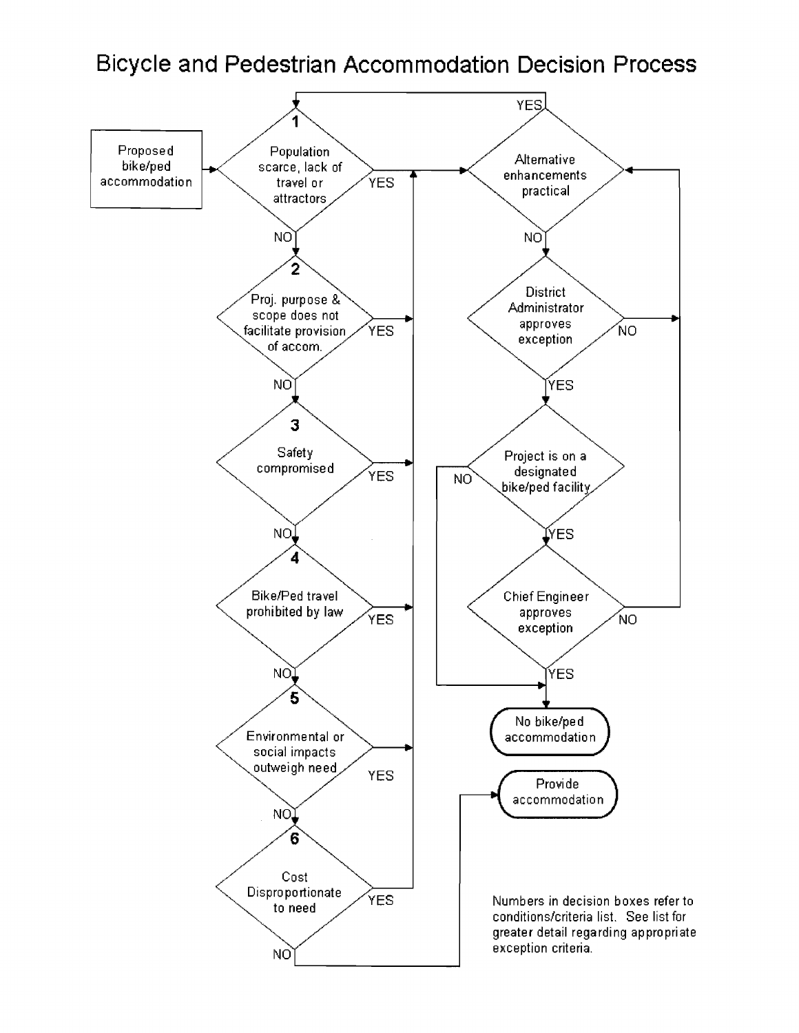# Bicycle and Pedestrian Accommodation Decision Process

Proposed bike/ped accommodation

1. Population scarce, lack of travel or attractors — YES / NO
2. Proj. purpose & scope does not facilitate provision of accom. — YES / NO
3. Safety compromised — YES / NO
4. Bike/Ped travel prohibited by law — YES / NO
5. Environmental or social impacts outweigh need — YES / NO
6. Cost Disproportionate to need — YES / NO

Alternative enhancements practical — YES / NO

District Administrator approves exception — YES / NO

Project is on a designated bike/ped facility — YES / NO

Chief Engineer approves exception — YES / NO

No bike/ped accommodation

Provide accommodation

Numbers in decision boxes refer to conditions/criteria list. See list for greater detail regarding appropriate exception criteria.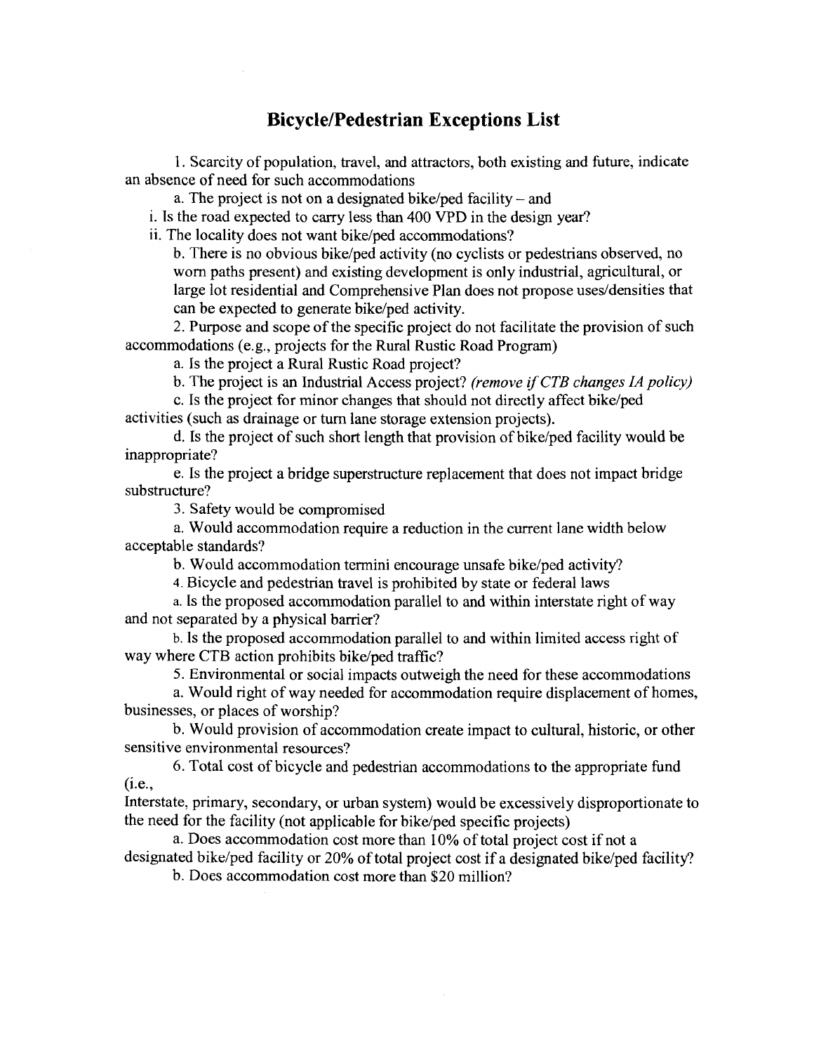# Bicycle/Pedestrian Exceptions List

1. Scarcity of population, travel, and attractors, both existing and future, indicate an absence of need for such accommodations

a. The project is not on a designated bike/ped facility – and

i. Is the road expected to carry less than 400 VPD in the design year?

ii. The locality does not want bike/ped accommodations?

b. There is no obvious bike/ped activity (no cyclists or pedestrians observed, no worn paths present) and existing development is only industrial, agricultural, or large lot residential and Comprehensive Plan does not propose uses/densities that can be expected to generate bike/ped activity.

2. Purpose and scope of the specific project do not facilitate the provision of such accommodations (e.g., projects for the Rural Rustic Road Program)

a. Is the project a Rural Rustic Road project?

b. The project is an Industrial Access project? *(remove if CTB changes IA policy)*

c. Is the project for minor changes that should not directly affect bike/ped activities (such as drainage or turn lane storage extension projects).

d. Is the project of such short length that provision of bike/ped facility would be inappropriate?

e. Is the project a bridge superstructure replacement that does not impact bridge substructure?

3. Safety would be compromised

a. Would accommodation require a reduction in the current lane width below acceptable standards?

b. Would accommodation termini encourage unsafe bike/ped activity?

4. Bicycle and pedestrian travel is prohibited by state or federal laws

a. Is the proposed accommodation parallel to and within interstate right of way and not separated by a physical barrier?

b. Is the proposed accommodation parallel to and within limited access right of way where CTB action prohibits bike/ped traffic?

5. Environmental or social impacts outweigh the need for these accommodations

a. Would right of way needed for accommodation require displacement of homes, businesses, or places of worship?

b. Would provision of accommodation create impact to cultural, historic, or other sensitive environmental resources?

6. Total cost of bicycle and pedestrian accommodations to the appropriate fund (i.e., Interstate, primary, secondary, or urban system) would be excessively disproportionate to the need for the facility (not applicable for bike/ped specific projects)

a. Does accommodation cost more than 10% of total project cost if not a designated bike/ped facility or 20% of total project cost if a designated bike/ped facility?

b. Does accommodation cost more than $20 million?